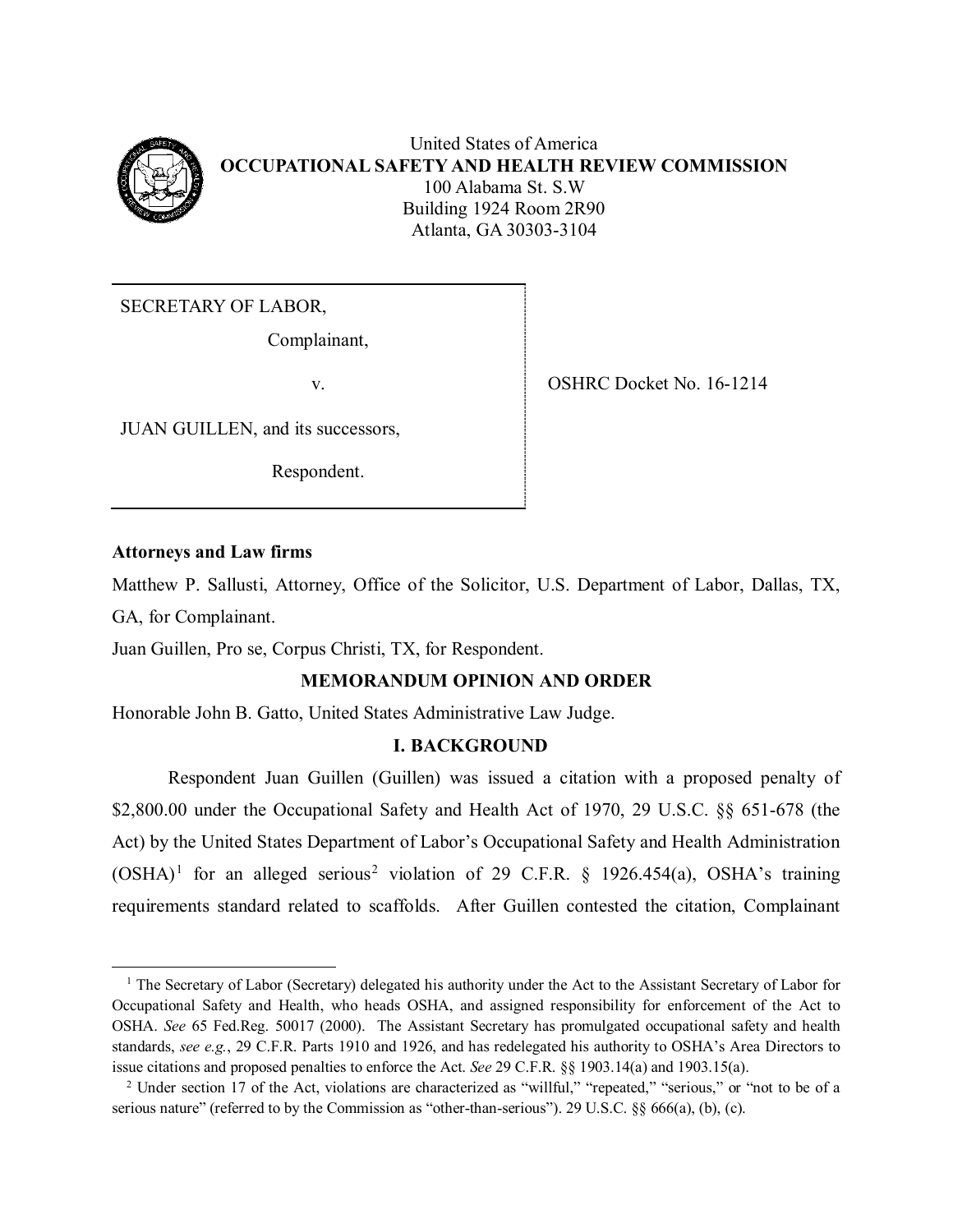United States of America
**OCCUPATIONAL SAFETY AND HEALTH REVIEW COMMISSION**
100 Alabama St. S.W
Building 1924 Room 2R90
Atlanta, GA 30303-3104

| | |
|---|---|
| SECRETARY OF LABOR,<br>Complainant,<br>v.<br>JUAN GUILLEN, and its successors,<br>Respondent. | OSHRC Docket No. 16-1214 |

**Attorneys and Law firms**

Matthew P. Sallusti, Attorney, Office of the Solicitor, U.S. Department of Labor, Dallas, TX, GA, for Complainant.

Juan Guillen, Pro se, Corpus Christi, TX, for Respondent.

## MEMORANDUM OPINION AND ORDER

Honorable John B. Gatto, United States Administrative Law Judge.

## I. BACKGROUND

Respondent Juan Guillen (Guillen) was issued a citation with a proposed penalty of $2,800.00 under the Occupational Safety and Health Act of 1970, 29 U.S.C. §§ 651-678 (the Act) by the United States Department of Labor's Occupational Safety and Health Administration (OSHA)[1] for an alleged serious[2] violation of 29 C.F.R. § 1926.454(a), OSHA's training requirements standard related to scaffolds. After Guillen contested the citation, Complainant

---

[1] The Secretary of Labor (Secretary) delegated his authority under the Act to the Assistant Secretary of Labor for Occupational Safety and Health, who heads OSHA, and assigned responsibility for enforcement of the Act to OSHA. *See* 65 Fed.Reg. 50017 (2000). The Assistant Secretary has promulgated occupational safety and health standards, *see e.g.*, 29 C.F.R. Parts 1910 and 1926, and has redelegated his authority to OSHA's Area Directors to issue citations and proposed penalties to enforce the Act. *See* 29 C.F.R. §§ 1903.14(a) and 1903.15(a).

[2] Under section 17 of the Act, violations are characterized as "willful," "repeated," "serious," or "not to be of a serious nature" (referred to by the Commission as "other-than-serious"). 29 U.S.C. §§ 666(a), (b), (c).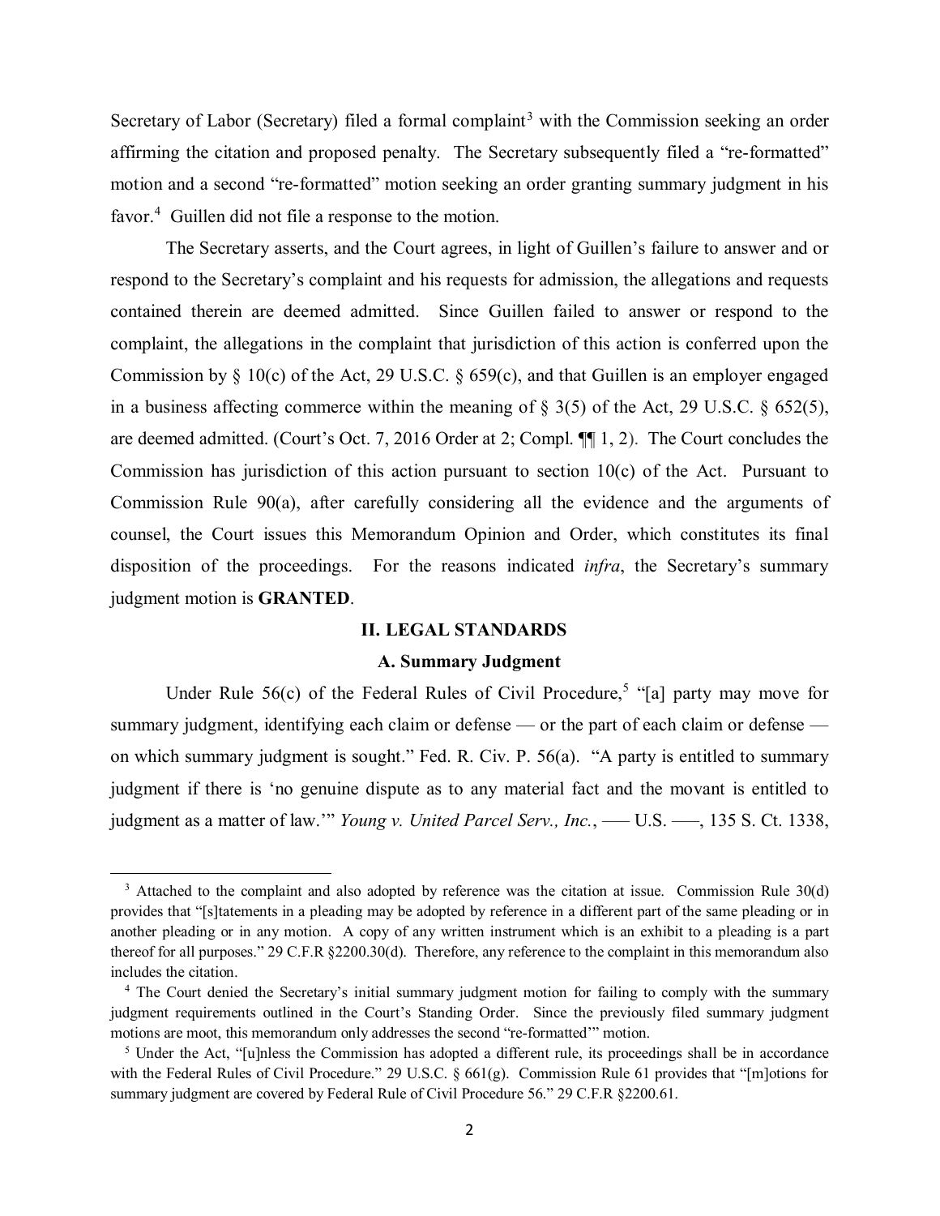Secretary of Labor (Secretary) filed a formal complaint[3] with the Commission seeking an order affirming the citation and proposed penalty. The Secretary subsequently filed a "re-formatted" motion and a second "re-formatted" motion seeking an order granting summary judgment in his favor.[4] Guillen did not file a response to the motion.

The Secretary asserts, and the Court agrees, in light of Guillen's failure to answer and or respond to the Secretary's complaint and his requests for admission, the allegations and requests contained therein are deemed admitted. Since Guillen failed to answer or respond to the complaint, the allegations in the complaint that jurisdiction of this action is conferred upon the Commission by § 10(c) of the Act, 29 U.S.C. § 659(c), and that Guillen is an employer engaged in a business affecting commerce within the meaning of § 3(5) of the Act, 29 U.S.C. § 652(5), are deemed admitted. (Court's Oct. 7, 2016 Order at 2; Compl. ¶¶ 1, 2). The Court concludes the Commission has jurisdiction of this action pursuant to section 10(c) of the Act. Pursuant to Commission Rule 90(a), after carefully considering all the evidence and the arguments of counsel, the Court issues this Memorandum Opinion and Order, which constitutes its final disposition of the proceedings. For the reasons indicated *infra*, the Secretary's summary judgment motion is **GRANTED**.

## II. LEGAL STANDARDS

### A. Summary Judgment

Under Rule 56(c) of the Federal Rules of Civil Procedure,[5] "[a] party may move for summary judgment, identifying each claim or defense — or the part of each claim or defense — on which summary judgment is sought." Fed. R. Civ. P. 56(a). "A party is entitled to summary judgment if there is 'no genuine dispute as to any material fact and the movant is entitled to judgment as a matter of law.'" *Young v. United Parcel Serv., Inc.*, ––– U.S. –––, 135 S. Ct. 1338,

---

[3] Attached to the complaint and also adopted by reference was the citation at issue. Commission Rule 30(d) provides that "[s]tatements in a pleading may be adopted by reference in a different part of the same pleading or in another pleading or in any motion. A copy of any written instrument which is an exhibit to a pleading is a part thereof for all purposes." 29 C.F.R §2200.30(d). Therefore, any reference to the complaint in this memorandum also includes the citation.

[4] The Court denied the Secretary's initial summary judgment motion for failing to comply with the summary judgment requirements outlined in the Court's Standing Order. Since the previously filed summary judgment motions are moot, this memorandum only addresses the second "re-formatted'" motion.

[5] Under the Act, "[u]nless the Commission has adopted a different rule, its proceedings shall be in accordance with the Federal Rules of Civil Procedure." 29 U.S.C. § 661(g). Commission Rule 61 provides that "[m]otions for summary judgment are covered by Federal Rule of Civil Procedure 56." 29 C.F.R §2200.61.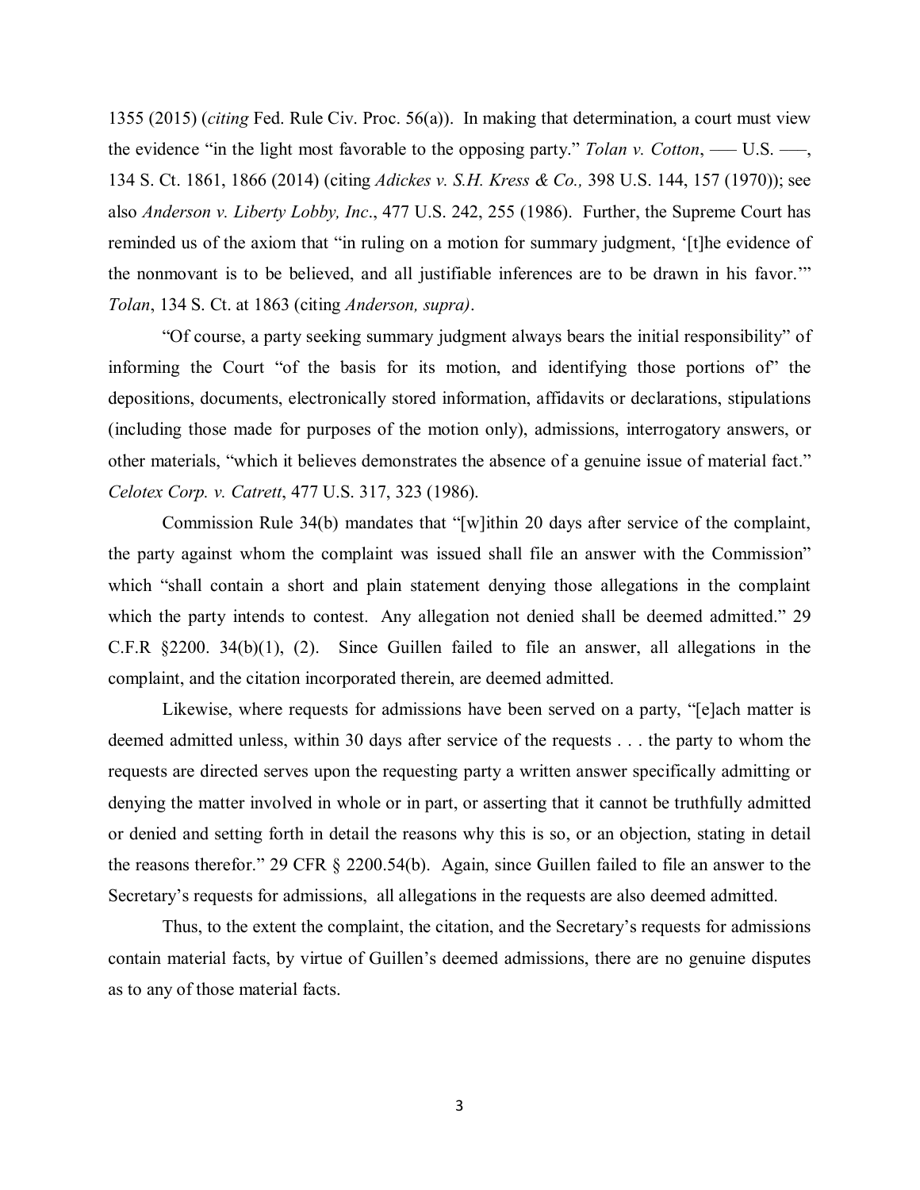1355 (2015) (*citing* Fed. Rule Civ. Proc. 56(a)). In making that determination, a court must view the evidence "in the light most favorable to the opposing party." *Tolan v. Cotton*, ––– U.S. –––, 134 S. Ct. 1861, 1866 (2014) (citing *Adickes v. S.H. Kress & Co.,* 398 U.S. 144, 157 (1970)); see also *Anderson v. Liberty Lobby, Inc*., 477 U.S. 242, 255 (1986). Further, the Supreme Court has reminded us of the axiom that "in ruling on a motion for summary judgment, '[t]he evidence of the nonmovant is to be believed, and all justifiable inferences are to be drawn in his favor.'" *Tolan*, 134 S. Ct. at 1863 (citing *Anderson, supra)*.

"Of course, a party seeking summary judgment always bears the initial responsibility" of informing the Court "of the basis for its motion, and identifying those portions of" the depositions, documents, electronically stored information, affidavits or declarations, stipulations (including those made for purposes of the motion only), admissions, interrogatory answers, or other materials, "which it believes demonstrates the absence of a genuine issue of material fact." *Celotex Corp. v. Catrett*, 477 U.S. 317, 323 (1986).

Commission Rule 34(b) mandates that "[w]ithin 20 days after service of the complaint, the party against whom the complaint was issued shall file an answer with the Commission" which "shall contain a short and plain statement denying those allegations in the complaint which the party intends to contest. Any allegation not denied shall be deemed admitted." 29 C.F.R §2200. 34(b)(1), (2). Since Guillen failed to file an answer, all allegations in the complaint, and the citation incorporated therein, are deemed admitted.

Likewise, where requests for admissions have been served on a party, "[e]ach matter is deemed admitted unless, within 30 days after service of the requests . . . the party to whom the requests are directed serves upon the requesting party a written answer specifically admitting or denying the matter involved in whole or in part, or asserting that it cannot be truthfully admitted or denied and setting forth in detail the reasons why this is so, or an objection, stating in detail the reasons therefor." 29 CFR § 2200.54(b). Again, since Guillen failed to file an answer to the Secretary's requests for admissions, all allegations in the requests are also deemed admitted.

Thus, to the extent the complaint, the citation, and the Secretary's requests for admissions contain material facts, by virtue of Guillen's deemed admissions, there are no genuine disputes as to any of those material facts.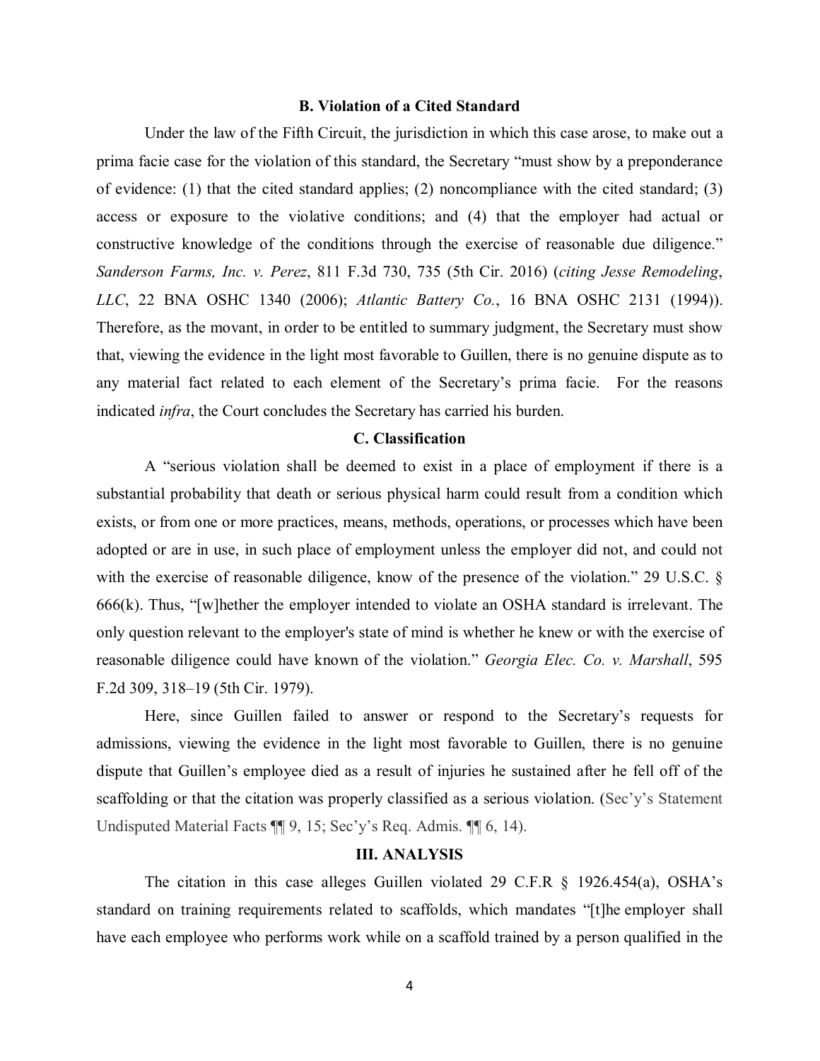### B. Violation of a Cited Standard

Under the law of the Fifth Circuit, the jurisdiction in which this case arose, to make out a prima facie case for the violation of this standard, the Secretary "must show by a preponderance of evidence: (1) that the cited standard applies; (2) noncompliance with the cited standard; (3) access or exposure to the violative conditions; and (4) that the employer had actual or constructive knowledge of the conditions through the exercise of reasonable due diligence." *Sanderson Farms, Inc. v. Perez*, 811 F.3d 730, 735 (5th Cir. 2016) (*citing Jesse Remodeling, LLC*, 22 BNA OSHC 1340 (2006); *Atlantic Battery Co.*, 16 BNA OSHC 2131 (1994)). Therefore, as the movant, in order to be entitled to summary judgment, the Secretary must show that, viewing the evidence in the light most favorable to Guillen, there is no genuine dispute as to any material fact related to each element of the Secretary's prima facie. For the reasons indicated *infra*, the Court concludes the Secretary has carried his burden.

### C. Classification

A "serious violation shall be deemed to exist in a place of employment if there is a substantial probability that death or serious physical harm could result from a condition which exists, or from one or more practices, means, methods, operations, or processes which have been adopted or are in use, in such place of employment unless the employer did not, and could not with the exercise of reasonable diligence, know of the presence of the violation." 29 U.S.C. § 666(k). Thus, "[w]hether the employer intended to violate an OSHA standard is irrelevant. The only question relevant to the employer's state of mind is whether he knew or with the exercise of reasonable diligence could have known of the violation." *Georgia Elec. Co. v. Marshall*, 595 F.2d 309, 318–19 (5th Cir. 1979).

Here, since Guillen failed to answer or respond to the Secretary's requests for admissions, viewing the evidence in the light most favorable to Guillen, there is no genuine dispute that Guillen's employee died as a result of injuries he sustained after he fell off of the scaffolding or that the citation was properly classified as a serious violation. (Sec'y's Statement Undisputed Material Facts ¶¶ 9, 15; Sec'y's Req. Admis. ¶¶ 6, 14).

## III. ANALYSIS

The citation in this case alleges Guillen violated 29 C.F.R § 1926.454(a), OSHA's standard on training requirements related to scaffolds, which mandates "[t]he employer shall have each employee who performs work while on a scaffold trained by a person qualified in the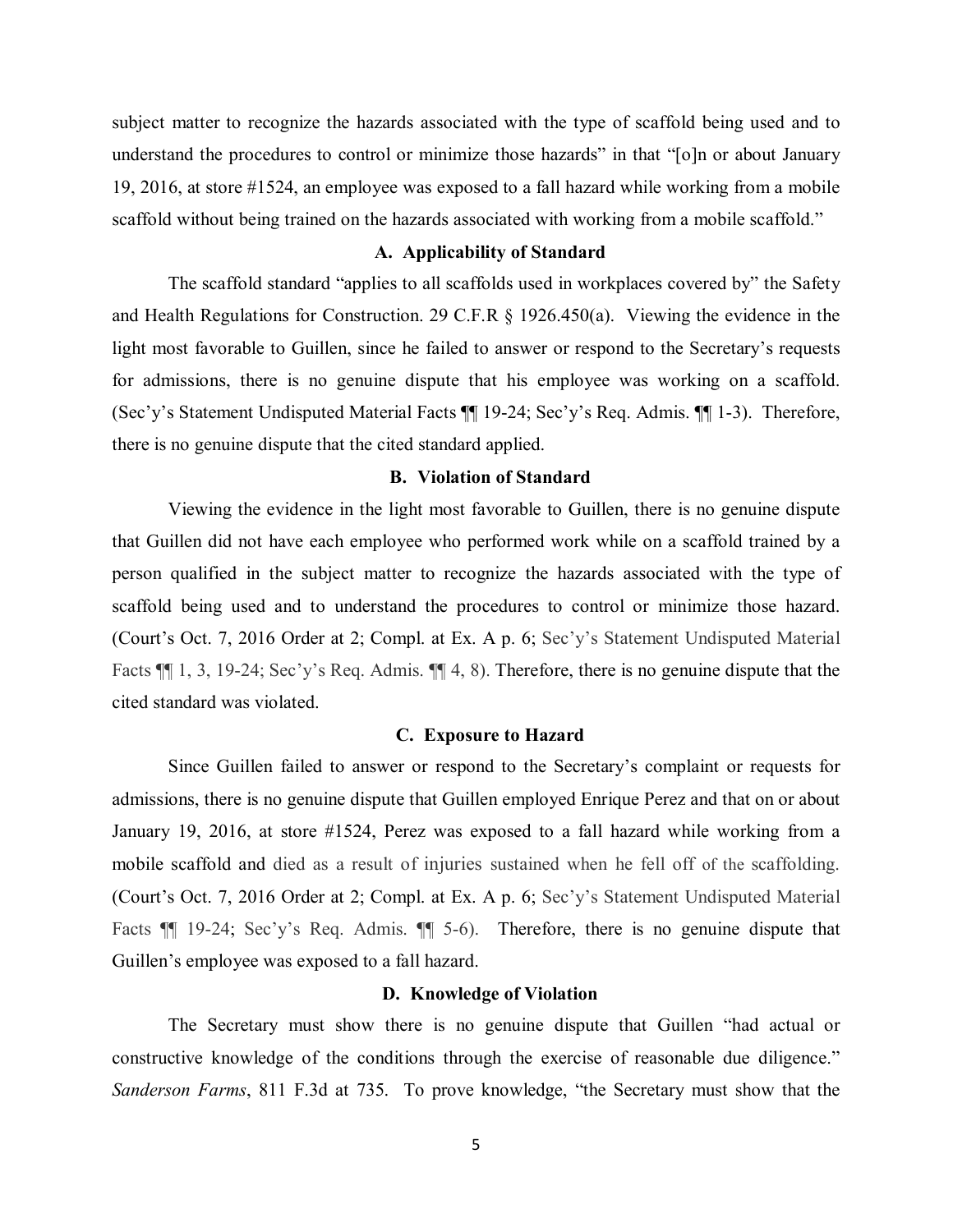subject matter to recognize the hazards associated with the type of scaffold being used and to understand the procedures to control or minimize those hazards" in that "[o]n or about January 19, 2016, at store #1524, an employee was exposed to a fall hazard while working from a mobile scaffold without being trained on the hazards associated with working from a mobile scaffold."

### A. Applicability of Standard

The scaffold standard "applies to all scaffolds used in workplaces covered by" the Safety and Health Regulations for Construction. 29 C.F.R § 1926.450(a). Viewing the evidence in the light most favorable to Guillen, since he failed to answer or respond to the Secretary's requests for admissions, there is no genuine dispute that his employee was working on a scaffold. (Sec'y's Statement Undisputed Material Facts ¶¶ 19-24; Sec'y's Req. Admis. ¶¶ 1-3). Therefore, there is no genuine dispute that the cited standard applied.

### B. Violation of Standard

Viewing the evidence in the light most favorable to Guillen, there is no genuine dispute that Guillen did not have each employee who performed work while on a scaffold trained by a person qualified in the subject matter to recognize the hazards associated with the type of scaffold being used and to understand the procedures to control or minimize those hazard. (Court's Oct. 7, 2016 Order at 2; Compl. at Ex. A p. 6; Sec'y's Statement Undisputed Material Facts ¶¶ 1, 3, 19-24; Sec'y's Req. Admis. ¶¶ 4, 8). Therefore, there is no genuine dispute that the cited standard was violated.

### C. Exposure to Hazard

Since Guillen failed to answer or respond to the Secretary's complaint or requests for admissions, there is no genuine dispute that Guillen employed Enrique Perez and that on or about January 19, 2016, at store #1524, Perez was exposed to a fall hazard while working from a mobile scaffold and died as a result of injuries sustained when he fell off of the scaffolding. (Court's Oct. 7, 2016 Order at 2; Compl. at Ex. A p. 6; Sec'y's Statement Undisputed Material Facts ¶¶ 19-24; Sec'y's Req. Admis. ¶¶ 5-6). Therefore, there is no genuine dispute that Guillen's employee was exposed to a fall hazard.

### D. Knowledge of Violation

The Secretary must show there is no genuine dispute that Guillen "had actual or constructive knowledge of the conditions through the exercise of reasonable due diligence." *Sanderson Farms*, 811 F.3d at 735. To prove knowledge, "the Secretary must show that the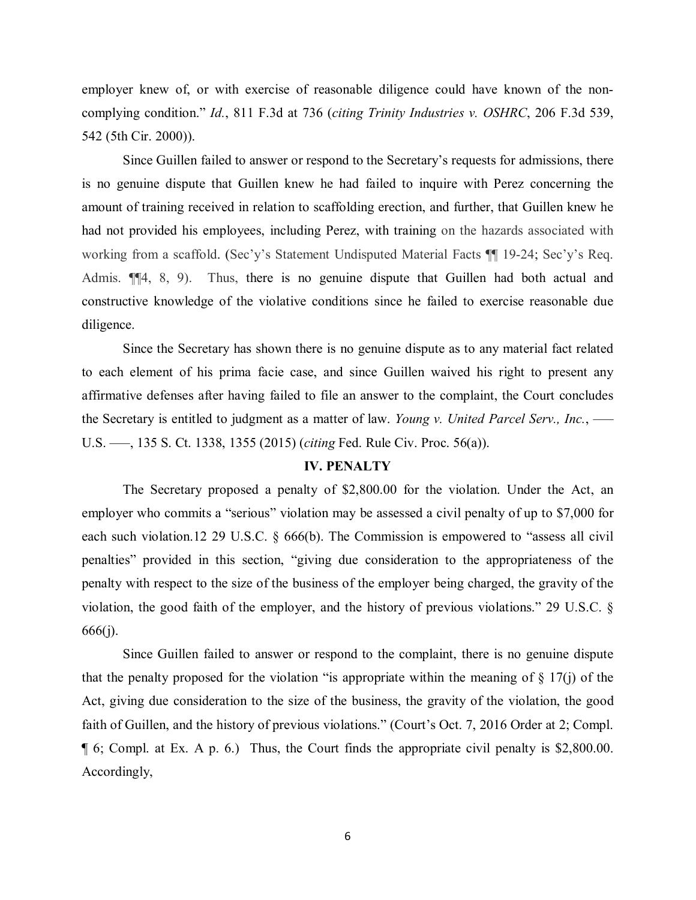employer knew of, or with exercise of reasonable diligence could have known of the non-complying condition." *Id.*, 811 F.3d at 736 (*citing Trinity Industries v. OSHRC*, 206 F.3d 539, 542 (5th Cir. 2000)).

Since Guillen failed to answer or respond to the Secretary's requests for admissions, there is no genuine dispute that Guillen knew he had failed to inquire with Perez concerning the amount of training received in relation to scaffolding erection, and further, that Guillen knew he had not provided his employees, including Perez, with training on the hazards associated with working from a scaffold. (Sec'y's Statement Undisputed Material Facts ¶¶ 19-24; Sec'y's Req. Admis. ¶¶4, 8, 9). Thus, there is no genuine dispute that Guillen had both actual and constructive knowledge of the violative conditions since he failed to exercise reasonable due diligence.

Since the Secretary has shown there is no genuine dispute as to any material fact related to each element of his prima facie case, and since Guillen waived his right to present any affirmative defenses after having failed to file an answer to the complaint, the Court concludes the Secretary is entitled to judgment as a matter of law. *Young v. United Parcel Serv., Inc.*, ––– U.S. –––, 135 S. Ct. 1338, 1355 (2015) (*citing* Fed. Rule Civ. Proc. 56(a)).

## IV. PENALTY

The Secretary proposed a penalty of $2,800.00 for the violation. Under the Act, an employer who commits a "serious" violation may be assessed a civil penalty of up to $7,000 for each such violation.12 29 U.S.C. § 666(b). The Commission is empowered to "assess all civil penalties" provided in this section, "giving due consideration to the appropriateness of the penalty with respect to the size of the business of the employer being charged, the gravity of the violation, the good faith of the employer, and the history of previous violations." 29 U.S.C. § 666(j).

Since Guillen failed to answer or respond to the complaint, there is no genuine dispute that the penalty proposed for the violation "is appropriate within the meaning of § 17(j) of the Act, giving due consideration to the size of the business, the gravity of the violation, the good faith of Guillen, and the history of previous violations." (Court's Oct. 7, 2016 Order at 2; Compl. ¶ 6; Compl. at Ex. A p. 6.) Thus, the Court finds the appropriate civil penalty is $2,800.00. Accordingly,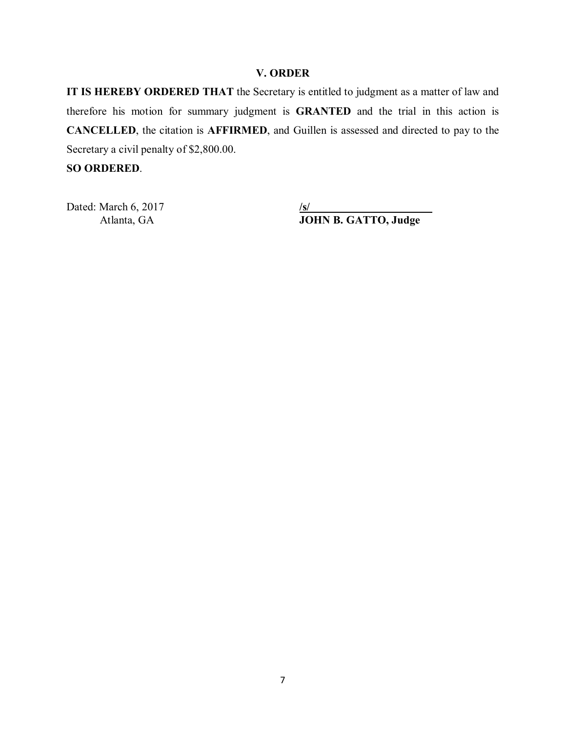## V. ORDER

**IT IS HEREBY ORDERED THAT** the Secretary is entitled to judgment as a matter of law and therefore his motion for summary judgment is **GRANTED** and the trial in this action is **CANCELLED**, the citation is **AFFIRMED**, and Guillen is assessed and directed to pay to the Secretary a civil penalty of $2,800.00.

**SO ORDERED**.

Dated: March 6, 2017
Atlanta, GA

**/s/**
**JOHN B. GATTO, Judge**